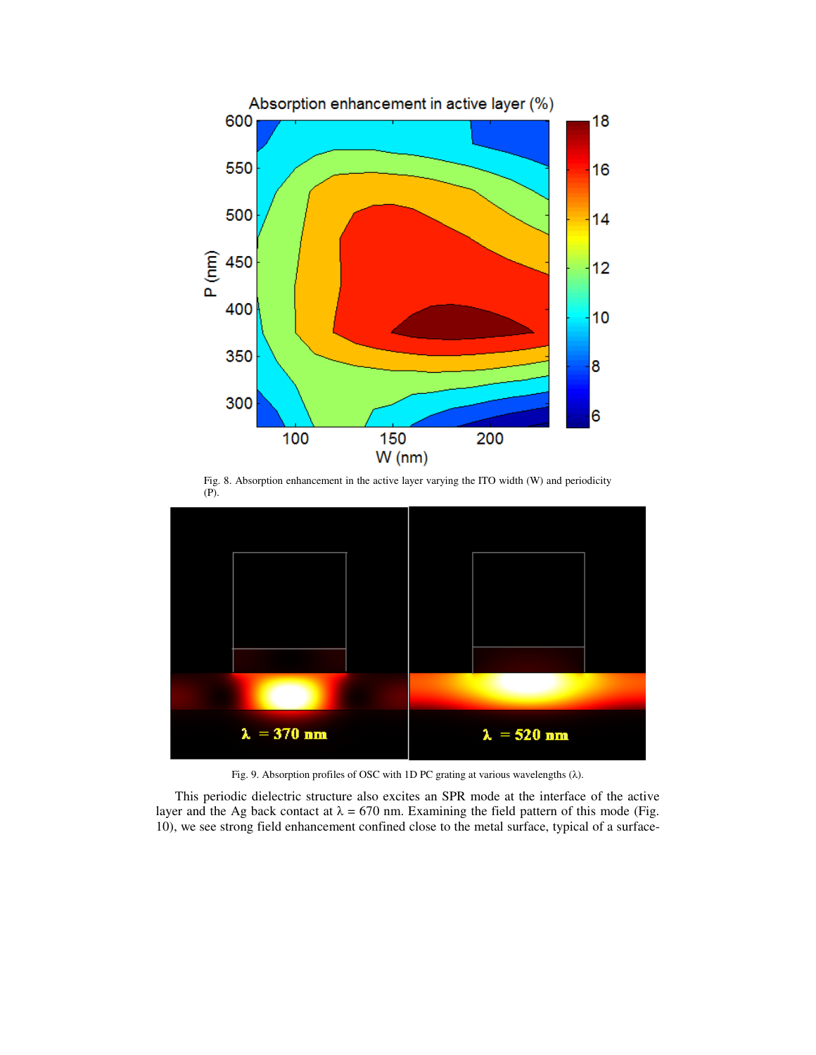Absorption enhancement in active layer (%)

P (nm)

600
550
500
450
400
350
300

W (nm)

100
150
200

18
16
14
12
10
8
6

Fig. 8. Absorption enhancement in the active layer varying the ITO width (W) and periodicity (P).

λ = 370 nm

λ = 520 nm

Fig. 9. Absorption profiles of OSC with 1D PC grating at various wavelengths (λ).

This periodic dielectric structure also excites an SPR mode at the interface of the active layer and the Ag back contact at λ = 670 nm. Examining the field pattern of this mode (Fig. 10), we see strong field enhancement confined close to the metal surface, typical of a surface-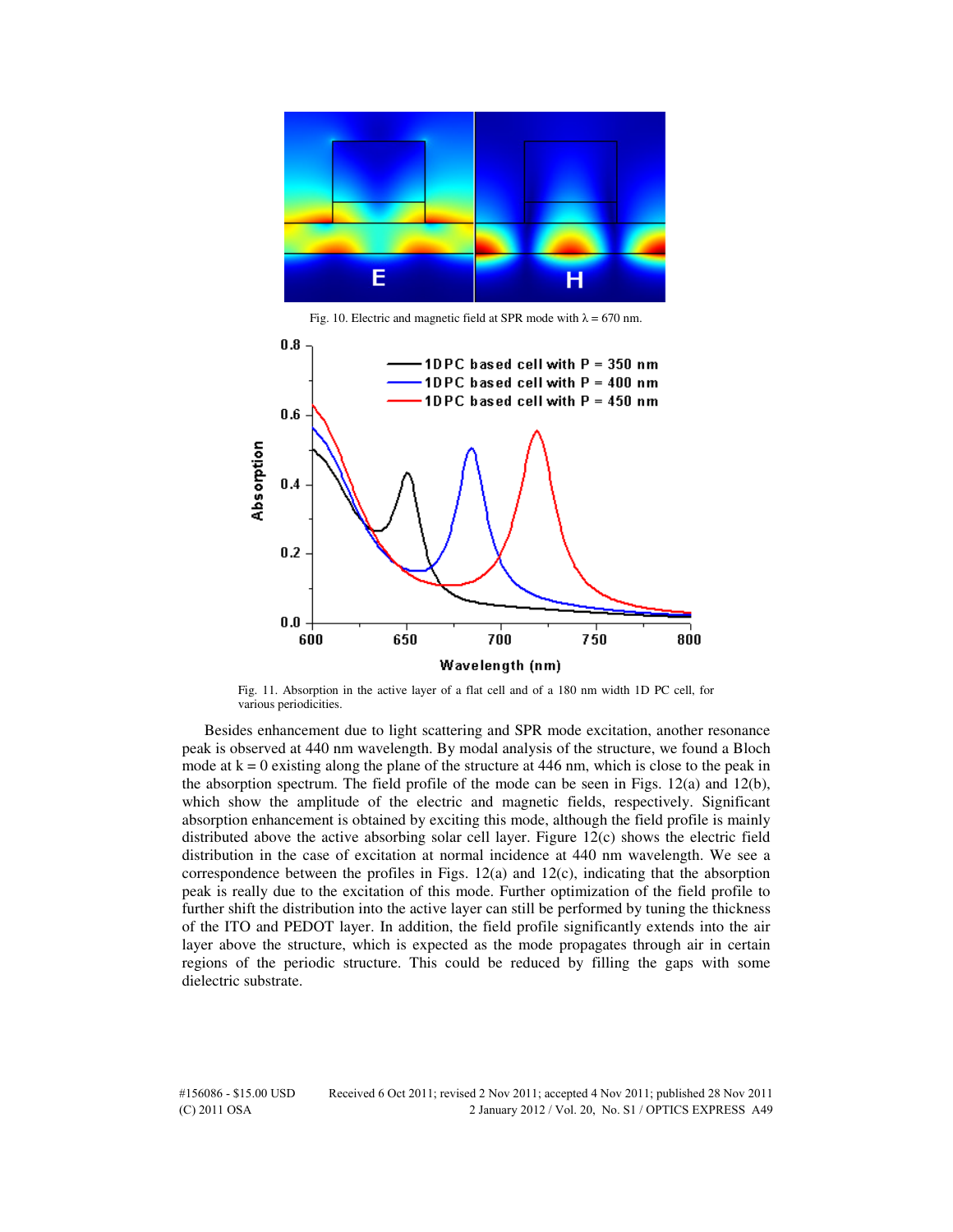Fig. 10. Electric and magnetic field at SPR mode with $\lambda$ = 670 nm.

Fig. 11. Absorption in the active layer of a flat cell and of a 180 nm width 1D PC cell, for various periodicities.

Besides enhancement due to light scattering and SPR mode excitation, another resonance peak is observed at 440 nm wavelength. By modal analysis of the structure, we found a Bloch mode at k = 0 existing along the plane of the structure at 446 nm, which is close to the peak in the absorption spectrum. The field profile of the mode can be seen in Figs. 12(a) and 12(b), which show the amplitude of the electric and magnetic fields, respectively. Significant absorption enhancement is obtained by exciting this mode, although the field profile is mainly distributed above the active absorbing solar cell layer. Figure 12(c) shows the electric field distribution in the case of excitation at normal incidence at 440 nm wavelength. We see a correspondence between the profiles in Figs. 12(a) and 12(c), indicating that the absorption peak is really due to the excitation of this mode. Further optimization of the field profile to further shift the distribution into the active layer can still be performed by tuning the thickness of the ITO and PEDOT layer. In addition, the field profile significantly extends into the air layer above the structure, which is expected as the mode propagates through air in certain regions of the periodic structure. This could be reduced by filling the gaps with some dielectric substrate.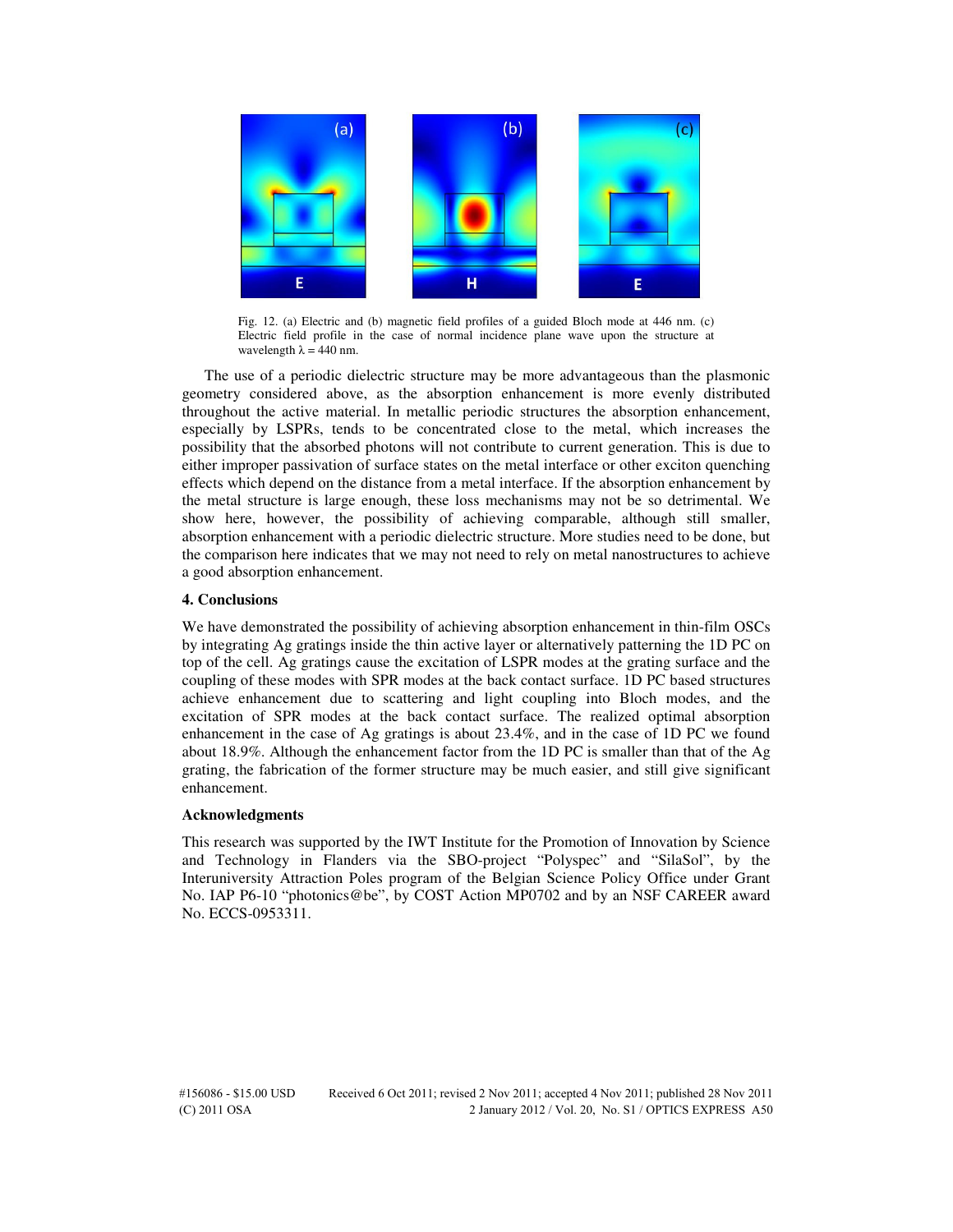(a)

E

(b)

H

(c)

E

Fig. 12. (a) Electric and (b) magnetic field profiles of a guided Bloch mode at 446 nm. (c) Electric field profile in the case of normal incidence plane wave upon the structure at wavelength λ = 440 nm.

The use of a periodic dielectric structure may be more advantageous than the plasmonic geometry considered above, as the absorption enhancement is more evenly distributed throughout the active material. In metallic periodic structures the absorption enhancement, especially by LSPRs, tends to be concentrated close to the metal, which increases the possibility that the absorbed photons will not contribute to current generation. This is due to either improper passivation of surface states on the metal interface or other exciton quenching effects which depend on the distance from a metal interface. If the absorption enhancement by the metal structure is large enough, these loss mechanisms may not be so detrimental. We show here, however, the possibility of achieving comparable, although still smaller, absorption enhancement with a periodic dielectric structure. More studies need to be done, but the comparison here indicates that we may not need to rely on metal nanostructures to achieve a good absorption enhancement.

## 4. Conclusions

We have demonstrated the possibility of achieving absorption enhancement in thin-film OSCs by integrating Ag gratings inside the thin active layer or alternatively patterning the 1D PC on top of the cell. Ag gratings cause the excitation of LSPR modes at the grating surface and the coupling of these modes with SPR modes at the back contact surface. 1D PC based structures achieve enhancement due to scattering and light coupling into Bloch modes, and the excitation of SPR modes at the back contact surface. The realized optimal absorption enhancement in the case of Ag gratings is about 23.4%, and in the case of 1D PC we found about 18.9%. Although the enhancement factor from the 1D PC is smaller than that of the Ag grating, the fabrication of the former structure may be much easier, and still give significant enhancement.

## Acknowledgments

This research was supported by the IWT Institute for the Promotion of Innovation by Science and Technology in Flanders via the SBO-project "Polyspec" and "SilaSol", by the Interuniversity Attraction Poles program of the Belgian Science Policy Office under Grant No. IAP P6-10 "photonics@be", by COST Action MP0702 and by an NSF CAREER award No. ECCS-0953311.